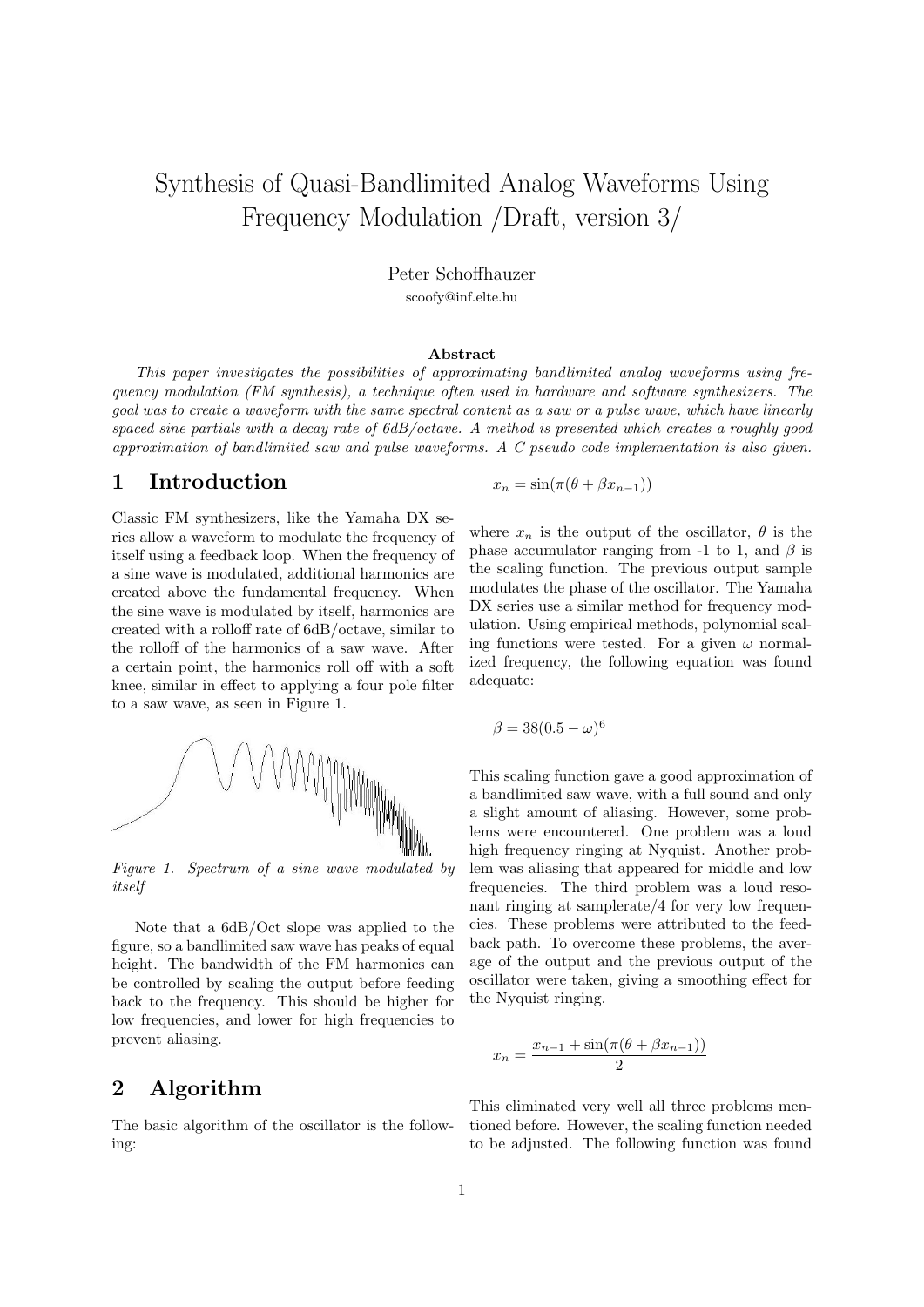# Synthesis of Quasi-Bandlimited Analog Waveforms Using Frequency Modulation /Draft, version 3/

Peter Schoffhauzer

scoofy@inf.elte.hu

**Abstract**

*This paper investigates the possibilities of approximating bandlimited analog waveforms using frequency modulation (FM synthesis), a technique often used in hardware and software synthesizers. The goal was to create a waveform with the same spectral content as a saw or a pulse wave, which have linearly spaced sine partials with a decay rate of 6dB/octave. A method is presented which creates a roughly good approximation of bandlimited saw and pulse waveforms. A C pseudo code implementation is also given.*

## 1 Introduction

Classic FM synthesizers, like the Yamaha DX series allow a waveform to modulate the frequency of itself using a feedback loop. When the frequency of a sine wave is modulated, additional harmonics are created above the fundamental frequency. When the sine wave is modulated by itself, harmonics are created with a rolloff rate of 6dB/octave, similar to the rolloff of the harmonics of a saw wave. After a certain point, the harmonics roll off with a soft knee, similar in effect to applying a four pole filter to a saw wave, as seen in Figure 1.

*Figure 1. Spectrum of a sine wave modulated by itself*

Note that a 6dB/Oct slope was applied to the figure, so a bandlimited saw wave has peaks of equal height. The bandwidth of the FM harmonics can be controlled by scaling the output before feeding back to the frequency. This should be higher for low frequencies, and lower for high frequencies to prevent aliasing.

## 2 Algorithm

The basic algorithm of the oscillator is the following:

$$x_n = \sin(\pi(\theta + \beta x_{n-1}))$$

where $x_n$ is the output of the oscillator, $\theta$ is the phase accumulator ranging from -1 to 1, and $\beta$ is the scaling function. The previous output sample modulates the phase of the oscillator. The Yamaha DX series use a similar method for frequency modulation. Using empirical methods, polynomial scaling functions were tested. For a given $\omega$ normalized frequency, the following equation was found adequate:

$$\beta = 38(0.5 - \omega)^6$$

This scaling function gave a good approximation of a bandlimited saw wave, with a full sound and only a slight amount of aliasing. However, some problems were encountered. One problem was a loud high frequency ringing at Nyquist. Another problem was aliasing that appeared for middle and low frequencies. The third problem was a loud resonant ringing at samplerate/4 for very low frequencies. These problems were attributed to the feedback path. To overcome these problems, the average of the output and the previous output of the oscillator were taken, giving a smoothing effect for the Nyquist ringing.

$$x_n = \frac{x_{n-1} + \sin(\pi(\theta + \beta x_{n-1}))}{2}$$

This eliminated very well all three problems mentioned before. However, the scaling function needed to be adjusted. The following function was found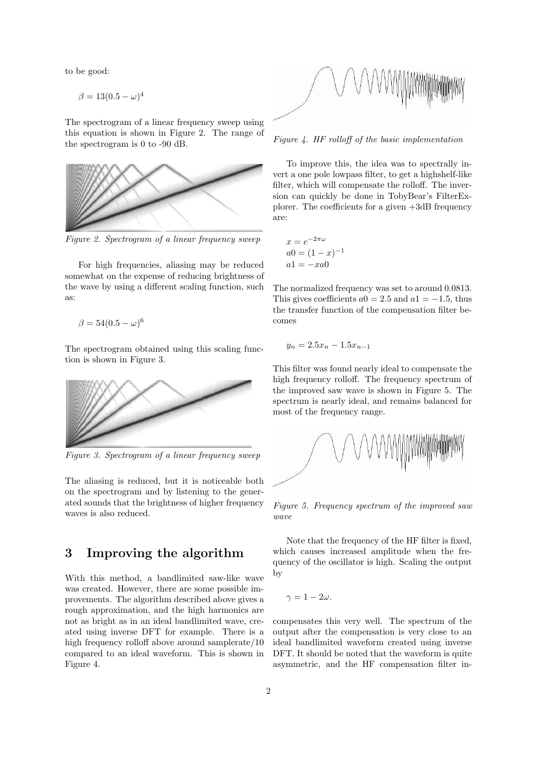to be good:

$$\beta = 13(0.5 - \omega)^4$$

The spectrogram of a linear frequency sweep using this equation is shown in Figure 2. The range of the spectrogram is 0 to -90 dB.

Figure 2. Spectrogram of a linear frequency sweep

For high frequencies, aliasing may be reduced somewhat on the expense of reducing brightness of the wave by using a different scaling function, such as:

$$\beta = 54(0.5 - \omega)^6$$

The spectrogram obtained using this scaling function is shown in Figure 3.

Figure 3. Spectrogram of a linear frequency sweep

The aliasing is reduced, but it is noticeable both on the spectrogram and by listening to the generated sounds that the brightness of higher frequency waves is also reduced.

## 3 Improving the algorithm

With this method, a bandlimited saw-like wave was created. However, there are some possible improvements. The algorithm described above gives a rough approximation, and the high harmonics are not as bright as in an ideal bandlimited wave, created using inverse DFT for example. There is a high frequency rolloff above around samplerate/10 compared to an ideal waveform. This is shown in Figure 4.

Figure 4. HF rolloff of the basic implementation

To improve this, the idea was to spectrally invert a one pole lowpass filter, to get a highshelf-like filter, which will compensate the rolloff. The inversion can quickly be done in TobyBear's FilterExplorer. The coefficients for a given +3dB frequency are:

$$x = e^{-2\pi\omega}$$
$$a0 = (1 - x)^{-1}$$
$$a1 = -xa0$$

The normalized frequency was set to around 0.0813. This gives coefficients $a0 = 2.5$ and $a1 = -1.5$, thus the transfer function of the compensation filter becomes

$$y_n = 2.5x_n - 1.5x_{n-1}$$

This filter was found nearly ideal to compensate the high frequency rolloff. The frequency spectrum of the improved saw wave is shown in Figure 5. The spectrum is nearly ideal, and remains balanced for most of the frequency range.

Figure 5. Frequency spectrum of the improved saw wave

Note that the frequency of the HF filter is fixed, which causes increased amplitude when the frequency of the oscillator is high. Scaling the output by

$$\gamma = 1 - 2\omega.$$

compensates this very well. The spectrum of the output after the compensation is very close to an ideal bandlimited waveform created using inverse DFT. It should be noted that the waveform is quite asymmetric, and the HF compensation filter in-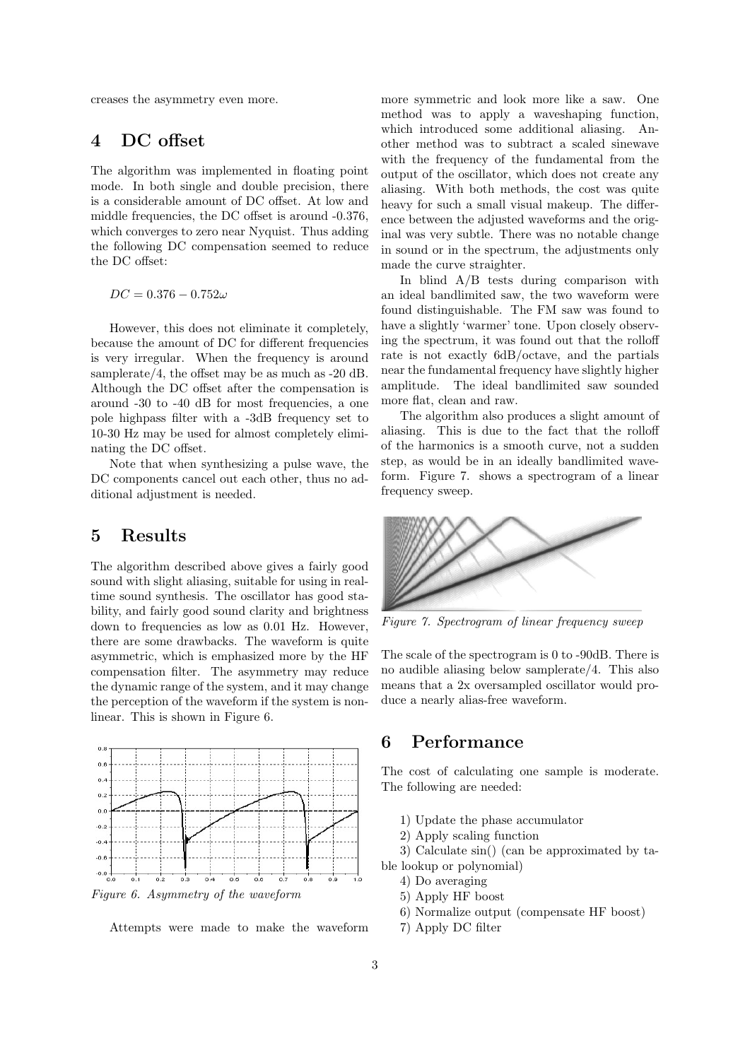creases the asymmetry even more.

## 4 DC offset

The algorithm was implemented in floating point mode. In both single and double precision, there is a considerable amount of DC offset. At low and middle frequencies, the DC offset is around -0.376, which converges to zero near Nyquist. Thus adding the following DC compensation seemed to reduce the DC offset:

$$DC = 0.376 - 0.752\omega$$

However, this does not eliminate it completely, because the amount of DC for different frequencies is very irregular. When the frequency is around samplerate/4, the offset may be as much as -20 dB. Although the DC offset after the compensation is around -30 to -40 dB for most frequencies, a one pole highpass filter with a -3dB frequency set to 10-30 Hz may be used for almost completely eliminating the DC offset.

Note that when synthesizing a pulse wave, the DC components cancel out each other, thus no additional adjustment is needed.

## 5 Results

The algorithm described above gives a fairly good sound with slight aliasing, suitable for using in real-time sound synthesis. The oscillator has good stability, and fairly good sound clarity and brightness down to frequencies as low as 0.01 Hz. However, there are some drawbacks. The waveform is quite asymmetric, which is emphasized more by the HF compensation filter. The asymmetry may reduce the dynamic range of the system, and it may change the perception of the waveform if the system is non-linear. This is shown in Figure 6.

*Figure 6. Asymmetry of the waveform*

Attempts were made to make the waveform more symmetric and look more like a saw. One method was to apply a waveshaping function, which introduced some additional aliasing. Another method was to subtract a scaled sinewave with the frequency of the fundamental from the output of the oscillator, which does not create any aliasing. With both methods, the cost was quite heavy for such a small visual makeup. The difference between the adjusted waveforms and the original was very subtle. There was no notable change in sound or in the spectrum, the adjustments only made the curve straighter.

In blind A/B tests during comparison with an ideal bandlimited saw, the two waveform were found distinguishable. The FM saw was found to have a slightly 'warmer' tone. Upon closely observing the spectrum, it was found out that the rolloff rate is not exactly 6dB/octave, and the partials near the fundamental frequency have slightly higher amplitude. The ideal bandlimited saw sounded more flat, clean and raw.

The algorithm also produces a slight amount of aliasing. This is due to the fact that the rolloff of the harmonics is a smooth curve, not a sudden step, as would be in an ideally bandlimited waveform. Figure 7. shows a spectrogram of a linear frequency sweep.

*Figure 7. Spectrogram of linear frequency sweep*

The scale of the spectrogram is 0 to -90dB. There is no audible aliasing below samplerate/4. This also means that a 2x oversampled oscillator would produce a nearly alias-free waveform.

## 6 Performance

The cost of calculating one sample is moderate. The following are needed:

1) Update the phase accumulator
2) Apply scaling function
3) Calculate sin() (can be approximated by table lookup or polynomial)
4) Do averaging
5) Apply HF boost
6) Normalize output (compensate HF boost)
7) Apply DC filter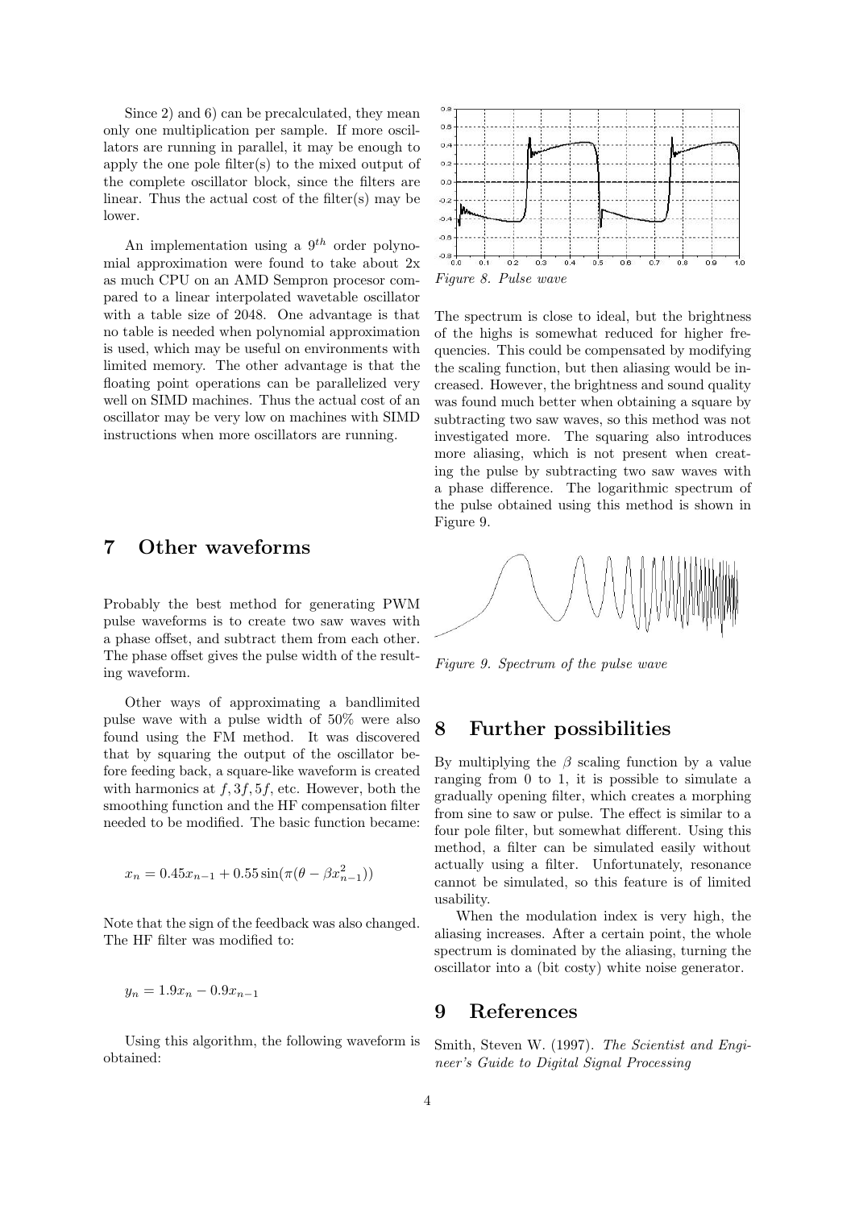Since 2) and 6) can be precalculated, they mean only one multiplication per sample. If more oscillators are running in parallel, it may be enough to apply the one pole filter(s) to the mixed output of the complete oscillator block, since the filters are linear. Thus the actual cost of the filter(s) may be lower.

An implementation using a $9^{th}$ order polynomial approximation were found to take about 2x as much CPU on an AMD Sempron procesor compared to a linear interpolated wavetable oscillator with a table size of 2048. One advantage is that no table is needed when polynomial approximation is used, which may be useful on environments with limited memory. The other advantage is that the floating point operations can be parallelized very well on SIMD machines. Thus the actual cost of an oscillator may be very low on machines with SIMD instructions when more oscillators are running.

## 7 Other waveforms

Probably the best method for generating PWM pulse waveforms is to create two saw waves with a phase offset, and subtract them from each other. The phase offset gives the pulse width of the resulting waveform.

Other ways of approximating a bandlimited pulse wave with a pulse width of 50% were also found using the FM method. It was discovered that by squaring the output of the oscillator before feeding back, a square-like waveform is created with harmonics at $f, 3f, 5f$, etc. However, both the smoothing function and the HF compensation filter needed to be modified. The basic function became:

$$x_n = 0.45x_{n-1} + 0.55\sin(\pi(\theta - \beta x_{n-1}^2))$$

Note that the sign of the feedback was also changed. The HF filter was modified to:

$$y_n = 1.9x_n - 0.9x_{n-1}$$

Using this algorithm, the following waveform is obtained:

*Figure 8. Pulse wave*

The spectrum is close to ideal, but the brightness of the highs is somewhat reduced for higher frequencies. This could be compensated by modifying the scaling function, but then aliasing would be increased. However, the brightness and sound quality was found much better when obtaining a square by subtracting two saw waves, so this method was not investigated more. The squaring also introduces more aliasing, which is not present when creating the pulse by subtracting two saw waves with a phase difference. The logarithmic spectrum of the pulse obtained using this method is shown in Figure 9.

*Figure 9. Spectrum of the pulse wave*

## 8 Further possibilities

By multiplying the $\beta$ scaling function by a value ranging from 0 to 1, it is possible to simulate a gradually opening filter, which creates a morphing from sine to saw or pulse. The effect is similar to a four pole filter, but somewhat different. Using this method, a filter can be simulated easily without actually using a filter. Unfortunately, resonance cannot be simulated, so this feature is of limited usability.

When the modulation index is very high, the aliasing increases. After a certain point, the whole spectrum is dominated by the aliasing, turning the oscillator into a (bit costy) white noise generator.

## 9 References

Smith, Steven W. (1997). *The Scientist and Engineer's Guide to Digital Signal Processing*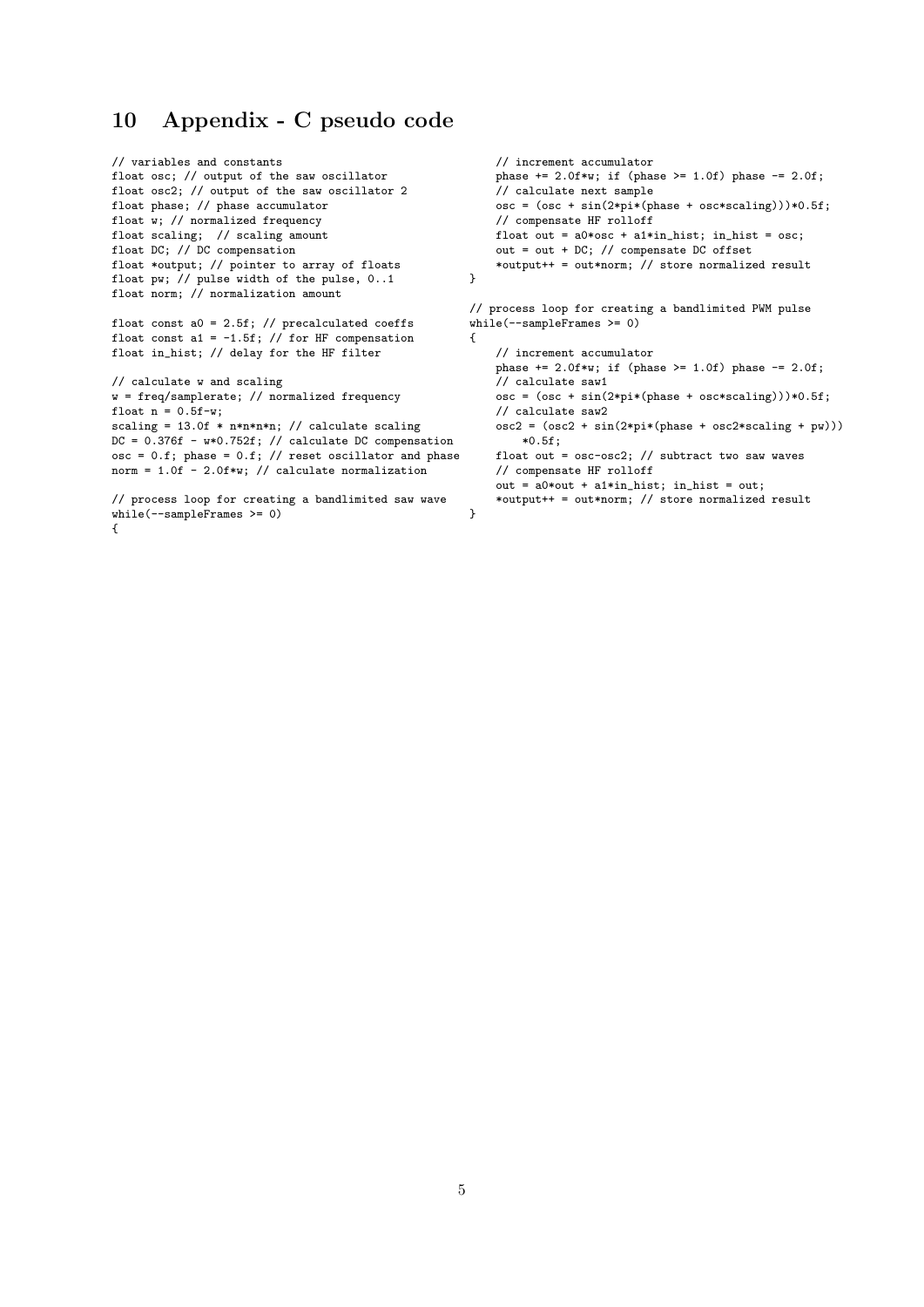# 10 Appendix - C pseudo code

```
// variables and constants
float osc; // output of the saw oscillator
float osc2; // output of the saw oscillator 2
float phase; // phase accumulator
float w; // normalized frequency
float scaling;  // scaling amount
float DC; // DC compensation
float *output; // pointer to array of floats
float pw; // pulse width of the pulse, 0..1
float norm; // normalization amount

float const a0 = 2.5f; // precalculated coeffs
float const a1 = -1.5f; // for HF compensation
float in_hist; // delay for the HF filter

// calculate w and scaling
w = freq/samplerate; // normalized frequency
float n = 0.5f-w;
scaling = 13.0f * n*n*n*n; // calculate scaling
DC = 0.376f - w*0.752f; // calculate DC compensation
osc = 0.f; phase = 0.f; // reset oscillator and phase
norm = 1.0f - 2.0f*w; // calculate normalization

// process loop for creating a bandlimited saw wave
while(--sampleFrames >= 0)
{
    // increment accumulator
    phase += 2.0f*w; if (phase >= 1.0f) phase -= 2.0f;
    // calculate next sample
    osc = (osc + sin(2*pi*(phase + osc*scaling)))*0.5f;
    // compensate HF rolloff
    float out = a0*osc + a1*in_hist; in_hist = osc;
    out = out + DC; // compensate DC offset
    *output++ = out*norm; // store normalized result
}

// process loop for creating a bandlimited PWM pulse
while(--sampleFrames >= 0)
{
    // increment accumulator
    phase += 2.0f*w; if (phase >= 1.0f) phase -= 2.0f;
    // calculate saw1
    osc = (osc + sin(2*pi*(phase + osc*scaling)))*0.5f;
    // calculate saw2
    osc2 = (osc2 + sin(2*pi*(phase + osc2*scaling + pw)))
        *0.5f;
    float out = osc-osc2; // subtract two saw waves
    // compensate HF rolloff
    out = a0*out + a1*in_hist; in_hist = out;
    *output++ = out*norm; // store normalized result
}
```